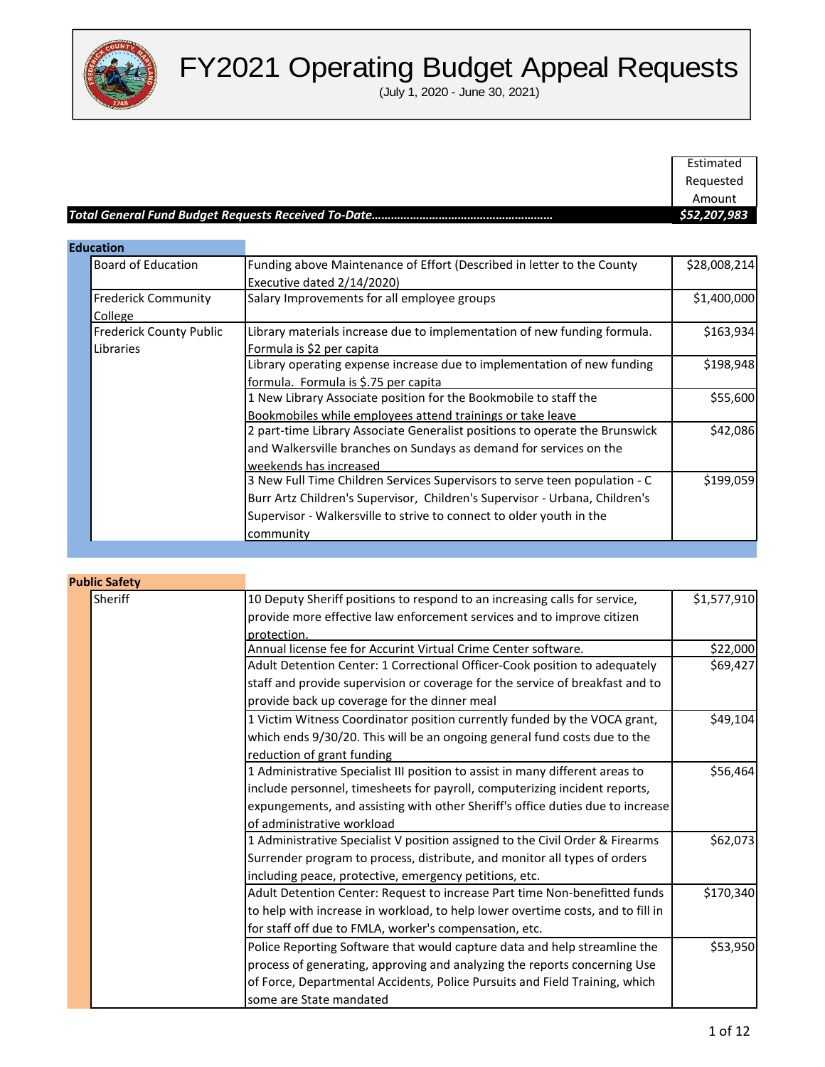# FY2021 Operating Budget Appeal Requests

(July 1, 2020 - June 30, 2021)

| | | Estimated Requested Amount |
|---|---|---|
| ***Total General Fund Budget Requests Received To-Date……………………………………………………*** | | ***$52,207,983*** |

## Education

| Agency | Request | Estimated Requested Amount |
|---|---|---|
| Board of Education | Funding above Maintenance of Effort (Described in letter to the County Executive dated 2/14/2020) | $28,008,214 |
| Frederick Community College | Salary Improvements for all employee groups | $1,400,000 |
| Frederick County Public Libraries | Library materials increase due to implementation of new funding formula. Formula is $2 per capita | $163,934 |
| | Library operating expense increase due to implementation of new funding formula. Formula is $.75 per capita | $198,948 |
| | 1 New Library Associate position for the Bookmobile to staff the Bookmobiles while employees attend trainings or take leave | $55,600 |
| | 2 part-time Library Associate Generalist positions to operate the Brunswick and Walkersville branches on Sundays as demand for services on the weekends has increased | $42,086 |
| | 3 New Full Time Children Services Supervisors to serve teen population - C Burr Artz Children's Supervisor, Children's Supervisor - Urbana, Children's Supervisor - Walkersville to strive to connect to older youth in the community | $199,059 |

## Public Safety

| Agency | Request | Estimated Requested Amount |
|---|---|---|
| Sheriff | 10 Deputy Sheriff positions to respond to an increasing calls for service, provide more effective law enforcement services and to improve citizen protection. | $1,577,910 |
| | Annual license fee for Accurint Virtual Crime Center software. | $22,000 |
| | Adult Detention Center: 1 Correctional Officer-Cook position to adequately staff and provide supervision or coverage for the service of breakfast and to provide back up coverage for the dinner meal | $69,427 |
| | 1 Victim Witness Coordinator position currently funded by the VOCA grant, which ends 9/30/20. This will be an ongoing general fund costs due to the reduction of grant funding | $49,104 |
| | 1 Administrative Specialist III position to assist in many different areas to include personnel, timesheets for payroll, computerizing incident reports, expungements, and assisting with other Sheriff's office duties due to increase of administrative workload | $56,464 |
| | 1 Administrative Specialist V position assigned to the Civil Order & Firearms Surrender program to process, distribute, and monitor all types of orders including peace, protective, emergency petitions, etc. | $62,073 |
| | Adult Detention Center: Request to increase Part time Non-benefitted funds to help with increase in workload, to help lower overtime costs, and to fill in for staff off due to FMLA, worker's compensation, etc. | $170,340 |
| | Police Reporting Software that would capture data and help streamline the process of generating, approving and analyzing the reports concerning Use of Force, Departmental Accidents, Police Pursuits and Field Training, which some are State mandated | $53,950 |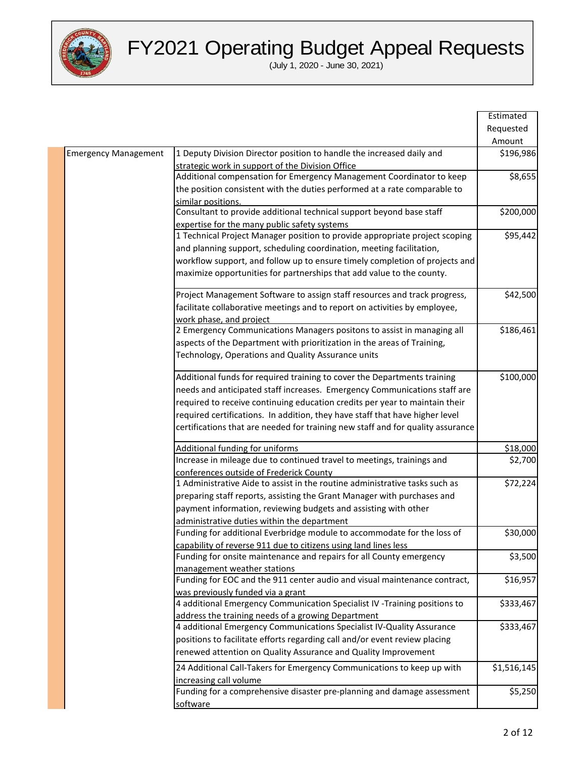# FY2021 Operating Budget Appeal Requests

(July 1, 2020 - June 30, 2021)

| | | Estimated Requested Amount |
|---|---|---|
| Emergency Management | 1 Deputy Division Director position to handle the increased daily and strategic work in support of the Division Office | $196,986 |
| | Additional compensation for Emergency Management Coordinator to keep the position consistent with the duties performed at a rate comparable to similar positions. | $8,655 |
| | Consultant to provide additional technical support beyond base staff expertise for the many public safety systems | $200,000 |
| | 1 Technical Project Manager position to provide appropriate project scoping and planning support, scheduling coordination, meeting facilitation, workflow support, and follow up to ensure timely completion of projects and maximize opportunities for partnerships that add value to the county. | $95,442 |
| | Project Management Software to assign staff resources and track progress, facilitate collaborative meetings and to report on activities by employee, work phase, and project | $42,500 |
| | 2 Emergency Communications Managers positons to assist in managing all aspects of the Department with prioritization in the areas of Training, Technology, Operations and Quality Assurance units | $186,461 |
| | Additional funds for required training to cover the Departments training needs and anticipated staff increases. Emergency Communications staff are required to receive continuing education credits per year to maintain their required certifications. In addition, they have staff that have higher level certifications that are needed for training new staff and for quality assurance | $100,000 |
| | Additional funding for uniforms | $18,000 |
| | Increase in mileage due to continued travel to meetings, trainings and conferences outside of Frederick County | $2,700 |
| | 1 Administrative Aide to assist in the routine administrative tasks such as preparing staff reports, assisting the Grant Manager with purchases and payment information, reviewing budgets and assisting with other administrative duties within the department | $72,224 |
| | Funding for additional Everbridge module to accommodate for the loss of capability of reverse 911 due to citizens using land lines less | $30,000 |
| | Funding for onsite maintenance and repairs for all County emergency management weather stations | $3,500 |
| | Funding for EOC and the 911 center audio and visual maintenance contract, was previously funded via a grant | $16,957 |
| | 4 additional Emergency Communication Specialist IV -Training positions to address the training needs of a growing Department | $333,467 |
| | 4 additional Emergency Communications Specialist IV-Quality Assurance positions to facilitate efforts regarding call and/or event review placing renewed attention on Quality Assurance and Quality Improvement | $333,467 |
| | 24 Additional Call-Takers for Emergency Communications to keep up with increasing call volume | $1,516,145 |
| | Funding for a comprehensive disaster pre-planning and damage assessment software | $5,250 |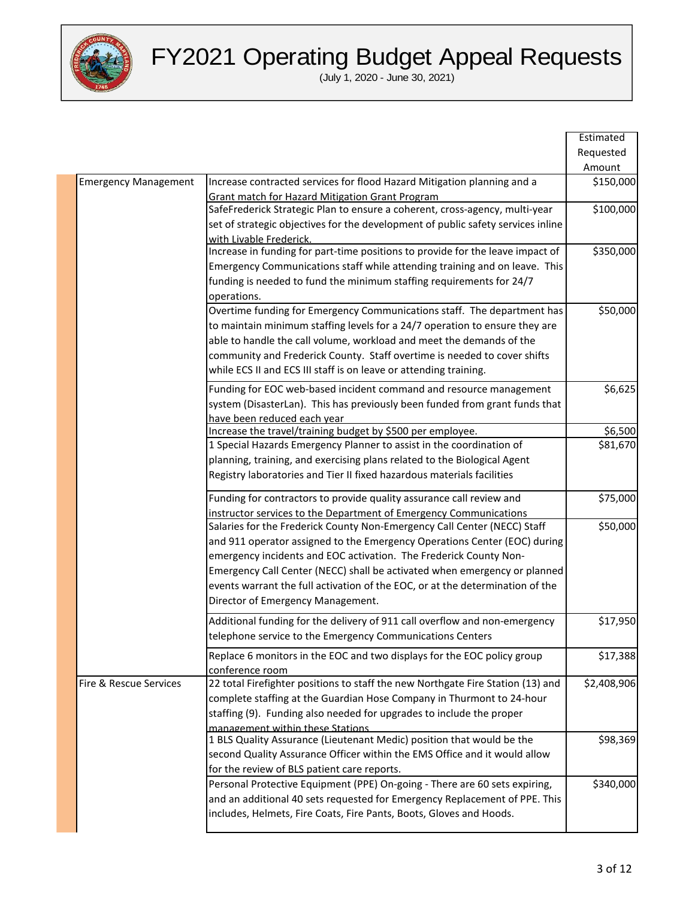# FY2021 Operating Budget Appeal Requests

(July 1, 2020 - June 30, 2021)

| | | Estimated Requested Amount |
|---|---|---|
| Emergency Management | Increase contracted services for flood Hazard Mitigation planning and a Grant match for Hazard Mitigation Grant Program | $150,000 |
| | SafeFrederick Strategic Plan to ensure a coherent, cross-agency, multi-year set of strategic objectives for the development of public safety services inline with Livable Frederick. | $100,000 |
| | Increase in funding for part-time positions to provide for the leave impact of Emergency Communications staff while attending training and on leave. This funding is needed to fund the minimum staffing requirements for 24/7 operations. | $350,000 |
| | Overtime funding for Emergency Communications staff. The department has to maintain minimum staffing levels for a 24/7 operation to ensure they are able to handle the call volume, workload and meet the demands of the community and Frederick County. Staff overtime is needed to cover shifts while ECS II and ECS III staff is on leave or attending training. | $50,000 |
| | Funding for EOC web-based incident command and resource management system (DisasterLan). This has previously been funded from grant funds that have been reduced each year | $6,625 |
| | Increase the travel/training budget by $500 per employee. | $6,500 |
| | 1 Special Hazards Emergency Planner to assist in the coordination of planning, training, and exercising plans related to the Biological Agent Registry laboratories and Tier II fixed hazardous materials facilities | $81,670 |
| | Funding for contractors to provide quality assurance call review and instructor services to the Department of Emergency Communications | $75,000 |
| | Salaries for the Frederick County Non-Emergency Call Center (NECC) Staff and 911 operator assigned to the Emergency Operations Center (EOC) during emergency incidents and EOC activation. The Frederick County Non-Emergency Call Center (NECC) shall be activated when emergency or planned events warrant the full activation of the EOC, or at the determination of the Director of Emergency Management. | $50,000 |
| | Additional funding for the delivery of 911 call overflow and non-emergency telephone service to the Emergency Communications Centers | $17,950 |
| | Replace 6 monitors in the EOC and two displays for the EOC policy group conference room | $17,388 |
| Fire & Rescue Services | 22 total Firefighter positions to staff the new Northgate Fire Station (13) and complete staffing at the Guardian Hose Company in Thurmont to 24-hour staffing (9). Funding also needed for upgrades to include the proper management within these Stations | $2,408,906 |
| | 1 BLS Quality Assurance (Lieutenant Medic) position that would be the second Quality Assurance Officer within the EMS Office and it would allow for the review of BLS patient care reports. | $98,369 |
| | Personal Protective Equipment (PPE) On-going - There are 60 sets expiring, and an additional 40 sets requested for Emergency Replacement of PPE. This includes, Helmets, Fire Coats, Fire Pants, Boots, Gloves and Hoods. | $340,000 |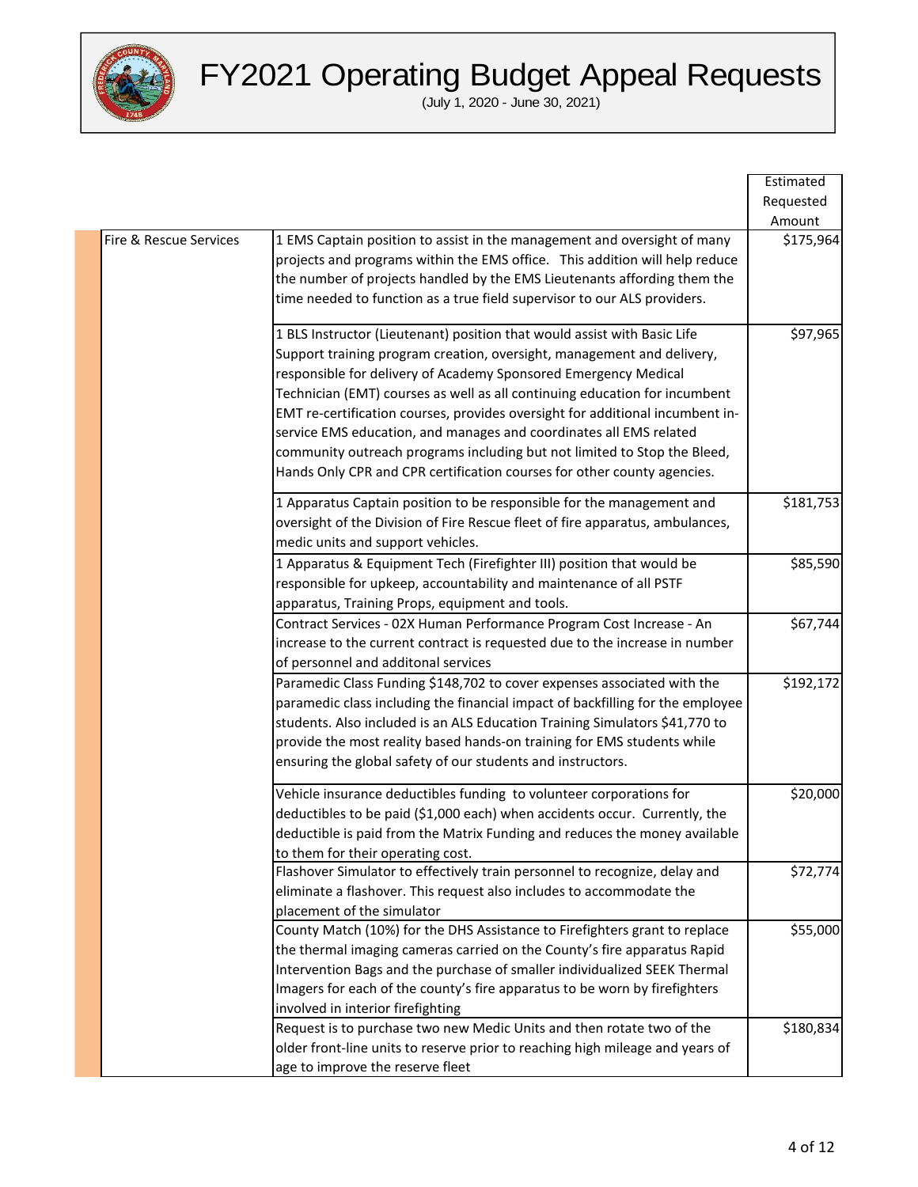# FY2021 Operating Budget Appeal Requests

(July 1, 2020 - June 30, 2021)

| | | Estimated Requested Amount |
|---|---|---|
| Fire & Rescue Services | 1 EMS Captain position to assist in the management and oversight of many projects and programs within the EMS office. This addition will help reduce the number of projects handled by the EMS Lieutenants affording them the time needed to function as a true field supervisor to our ALS providers. | $175,964 |
| | 1 BLS Instructor (Lieutenant) position that would assist with Basic Life Support training program creation, oversight, management and delivery, responsible for delivery of Academy Sponsored Emergency Medical Technician (EMT) courses as well as all continuing education for incumbent EMT re-certification courses, provides oversight for additional incumbent in-service EMS education, and manages and coordinates all EMS related community outreach programs including but not limited to Stop the Bleed, Hands Only CPR and CPR certification courses for other county agencies. | $97,965 |
| | 1 Apparatus Captain position to be responsible for the management and oversight of the Division of Fire Rescue fleet of fire apparatus, ambulances, medic units and support vehicles. | $181,753 |
| | 1 Apparatus & Equipment Tech (Firefighter III) position that would be responsible for upkeep, accountability and maintenance of all PSTF apparatus, Training Props, equipment and tools. | $85,590 |
| | Contract Services - 02X Human Performance Program Cost Increase - An increase to the current contract is requested due to the increase in number of personnel and additonal services | $67,744 |
| | Paramedic Class Funding $148,702 to cover expenses associated with the paramedic class including the financial impact of backfilling for the employee students. Also included is an ALS Education Training Simulators $41,770 to provide the most reality based hands-on training for EMS students while ensuring the global safety of our students and instructors. | $192,172 |
| | Vehicle insurance deductibles funding to volunteer corporations for deductibles to be paid ($1,000 each) when accidents occur. Currently, the deductible is paid from the Matrix Funding and reduces the money available to them for their operating cost. | $20,000 |
| | Flashover Simulator to effectively train personnel to recognize, delay and eliminate a flashover. This request also includes to accommodate the placement of the simulator | $72,774 |
| | County Match (10%) for the DHS Assistance to Firefighters grant to replace the thermal imaging cameras carried on the County's fire apparatus Rapid Intervention Bags and the purchase of smaller individualized SEEK Thermal Imagers for each of the county's fire apparatus to be worn by firefighters involved in interior firefighting | $55,000 |
| | Request is to purchase two new Medic Units and then rotate two of the older front-line units to reserve prior to reaching high mileage and years of age to improve the reserve fleet | $180,834 |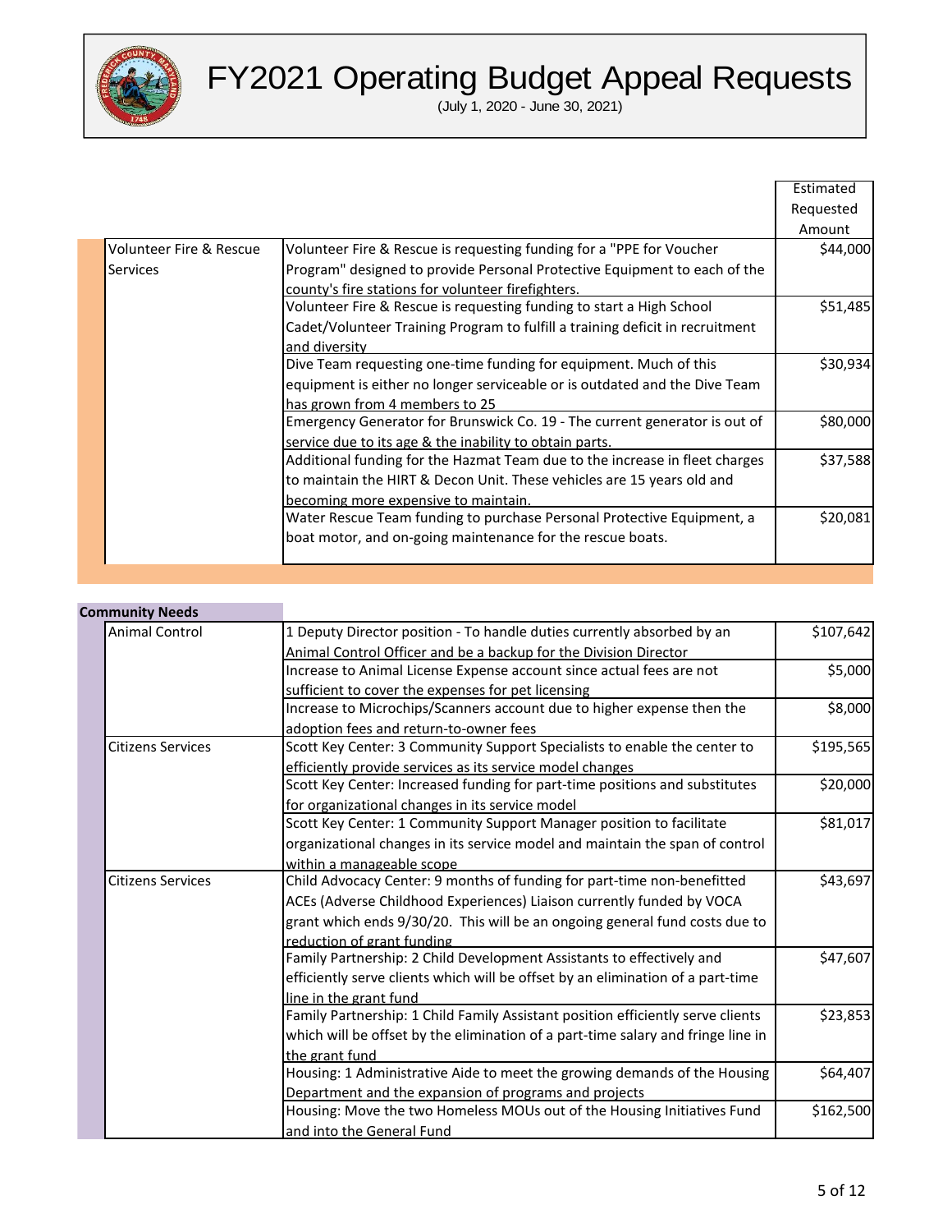# FY2021 Operating Budget Appeal Requests

(July 1, 2020 - June 30, 2021)

| | | Estimated Requested Amount |
|---|---|---|
| Volunteer Fire & Rescue Services | Volunteer Fire & Rescue is requesting funding for a "PPE for Voucher Program" designed to provide Personal Protective Equipment to each of the county's fire stations for volunteer firefighters. | $44,000 |
| | Volunteer Fire & Rescue is requesting funding to start a High School Cadet/Volunteer Training Program to fulfill a training deficit in recruitment and diversity | $51,485 |
| | Dive Team requesting one-time funding for equipment. Much of this equipment is either no longer serviceable or is outdated and the Dive Team has grown from 4 members to 25 | $30,934 |
| | Emergency Generator for Brunswick Co. 19 - The current generator is out of service due to its age & the inability to obtain parts. | $80,000 |
| | Additional funding for the Hazmat Team due to the increase in fleet charges to maintain the HIRT & Decon Unit. These vehicles are 15 years old and becoming more expensive to maintain. | $37,588 |
| | Water Rescue Team funding to purchase Personal Protective Equipment, a boat motor, and on-going maintenance for the rescue boats. | $20,081 |

**Community Needs**

| | | |
|---|---|---|
| Animal Control | 1 Deputy Director position - To handle duties currently absorbed by an Animal Control Officer and be a backup for the Division Director | $107,642 |
| | Increase to Animal License Expense account since actual fees are not sufficient to cover the expenses for pet licensing | $5,000 |
| | Increase to Microchips/Scanners account due to higher expense then the adoption fees and return-to-owner fees | $8,000 |
| Citizens Services | Scott Key Center: 3 Community Support Specialists to enable the center to efficiently provide services as its service model changes | $195,565 |
| | Scott Key Center: Increased funding for part-time positions and substitutes for organizational changes in its service model | $20,000 |
| | Scott Key Center: 1 Community Support Manager position to facilitate organizational changes in its service model and maintain the span of control within a manageable scope | $81,017 |
| Citizens Services | Child Advocacy Center: 9 months of funding for part-time non-benefitted ACEs (Adverse Childhood Experiences) Liaison currently funded by VOCA grant which ends 9/30/20. This will be an ongoing general fund costs due to reduction of grant funding | $43,697 |
| | Family Partnership: 2 Child Development Assistants to effectively and efficiently serve clients which will be offset by an elimination of a part-time line in the grant fund | $47,607 |
| | Family Partnership: 1 Child Family Assistant position efficiently serve clients which will be offset by the elimination of a part-time salary and fringe line in the grant fund | $23,853 |
| | Housing: 1 Administrative Aide to meet the growing demands of the Housing Department and the expansion of programs and projects | $64,407 |
| | Housing: Move the two Homeless MOUs out of the Housing Initiatives Fund and into the General Fund | $162,500 |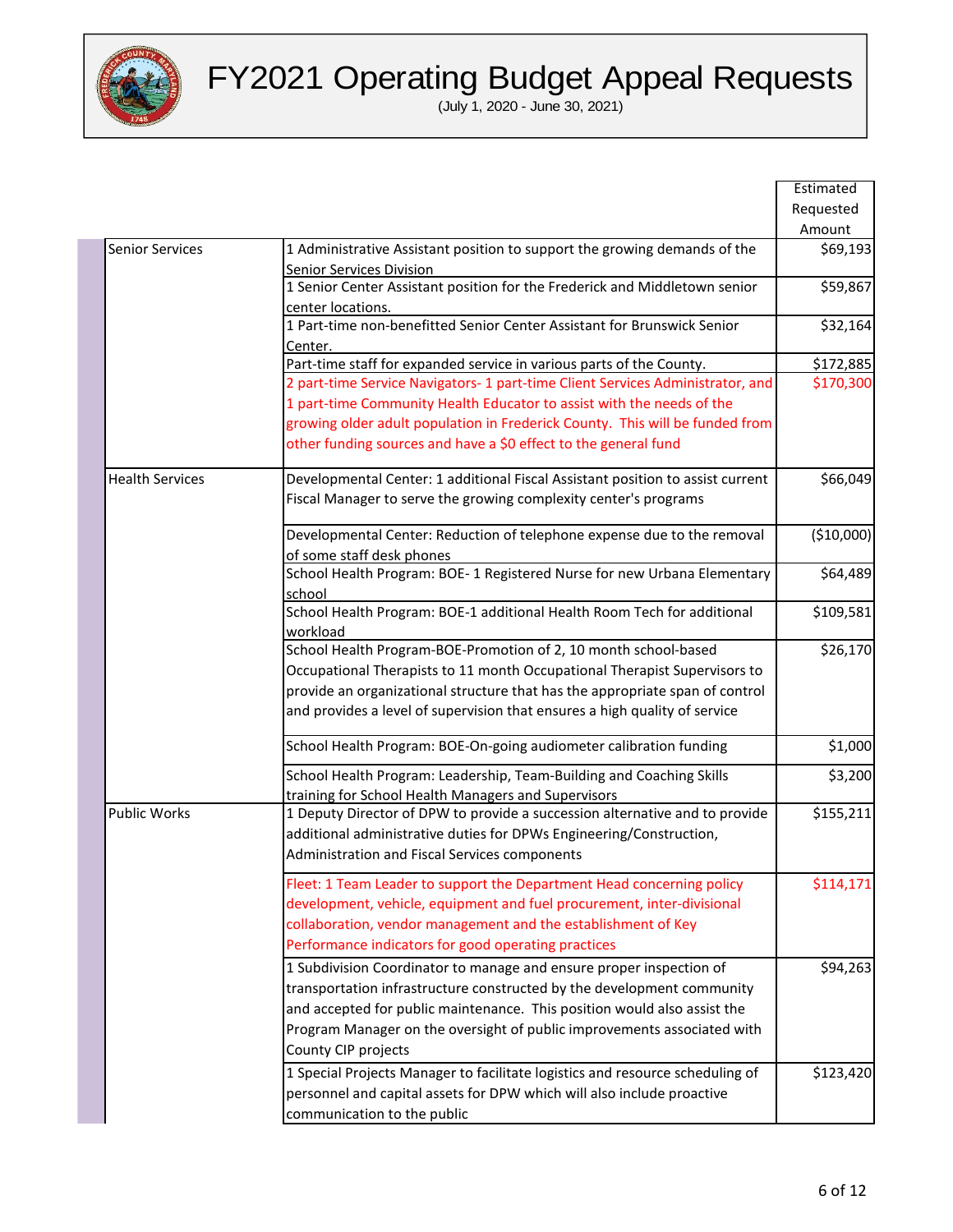# FY2021 Operating Budget Appeal Requests

(July 1, 2020 - June 30, 2021)

| | | Estimated Requested Amount |
|---|---|---|
| Senior Services | 1 Administrative Assistant position to support the growing demands of the Senior Services Division | $69,193 |
| | 1 Senior Center Assistant position for the Frederick and Middletown senior center locations. | $59,867 |
| | 1 Part-time non-benefitted Senior Center Assistant for Brunswick Senior Center. | $32,164 |
| | Part-time staff for expanded service in various parts of the County. | $172,885 |
| | 2 part-time Service Navigators- 1 part-time Client Services Administrator, and 1 part-time Community Health Educator to assist with the needs of the growing older adult population in Frederick County. This will be funded from other funding sources and have a $0 effect to the general fund | $170,300 |
| Health Services | Developmental Center: 1 additional Fiscal Assistant position to assist current Fiscal Manager to serve the growing complexity center's programs | $66,049 |
| | Developmental Center: Reduction of telephone expense due to the removal of some staff desk phones | ($10,000) |
| | School Health Program: BOE- 1 Registered Nurse for new Urbana Elementary school | $64,489 |
| | School Health Program: BOE-1 additional Health Room Tech for additional workload | $109,581 |
| | School Health Program-BOE-Promotion of 2, 10 month school-based Occupational Therapists to 11 month Occupational Therapist Supervisors to provide an organizational structure that has the appropriate span of control and provides a level of supervision that ensures a high quality of service | $26,170 |
| | School Health Program: BOE-On-going audiometer calibration funding | $1,000 |
| | School Health Program: Leadership, Team-Building and Coaching Skills training for School Health Managers and Supervisors | $3,200 |
| Public Works | 1 Deputy Director of DPW to provide a succession alternative and to provide additional administrative duties for DPWs Engineering/Construction, Administration and Fiscal Services components | $155,211 |
| | Fleet: 1 Team Leader to support the Department Head concerning policy development, vehicle, equipment and fuel procurement, inter-divisional collaboration, vendor management and the establishment of Key Performance indicators for good operating practices | $114,171 |
| | 1 Subdivision Coordinator to manage and ensure proper inspection of transportation infrastructure constructed by the development community and accepted for public maintenance. This position would also assist the Program Manager on the oversight of public improvements associated with County CIP projects | $94,263 |
| | 1 Special Projects Manager to facilitate logistics and resource scheduling of personnel and capital assets for DPW which will also include proactive communication to the public | $123,420 |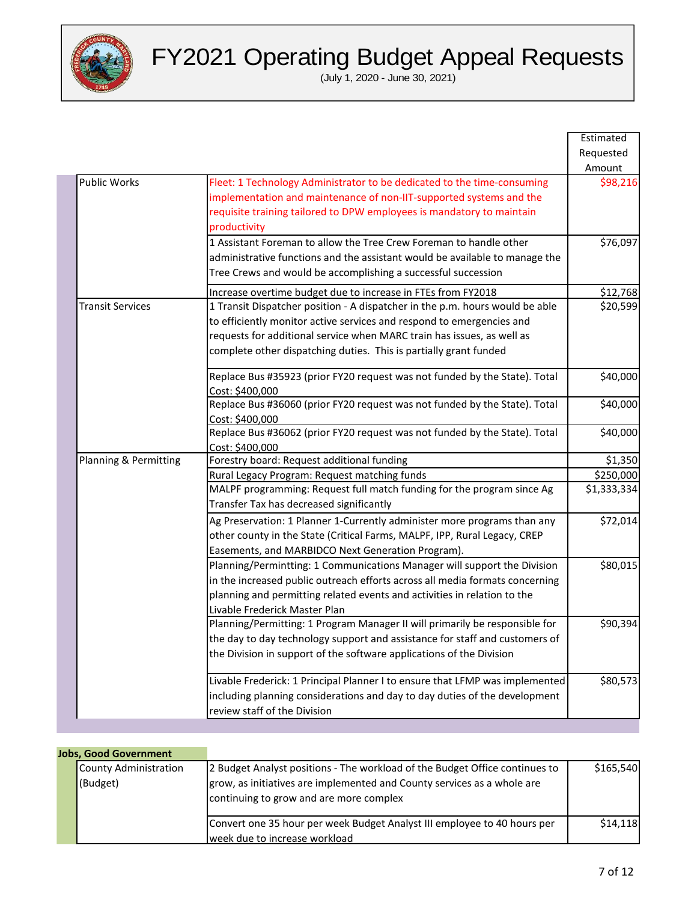# FY2021 Operating Budget Appeal Requests

(July 1, 2020 - June 30, 2021)

| | | Estimated Requested Amount |
|---|---|---|
| Public Works | Fleet: 1 Technology Administrator to be dedicated to the time-consuming implementation and maintenance of non-IIT-supported systems and the requisite training tailored to DPW employees is mandatory to maintain productivity | $98,216 |
| | 1 Assistant Foreman to allow the Tree Crew Foreman to handle other administrative functions and the assistant would be available to manage the Tree Crews and would be accomplishing a successful succession | $76,097 |
| | Increase overtime budget due to increase in FTEs from FY2018 | $12,768 |
| Transit Services | 1 Transit Dispatcher position - A dispatcher in the p.m. hours would be able to efficiently monitor active services and respond to emergencies and requests for additional service when MARC train has issues, as well as complete other dispatching duties. This is partially grant funded | $20,599 |
| | Replace Bus #35923 (prior FY20 request was not funded by the State). Total Cost: $400,000 | $40,000 |
| | Replace Bus #36060 (prior FY20 request was not funded by the State). Total Cost: $400,000 | $40,000 |
| | Replace Bus #36062 (prior FY20 request was not funded by the State). Total Cost: $400,000 | $40,000 |
| Planning & Permitting | Forestry board: Request additional funding | $1,350 |
| | Rural Legacy Program: Request matching funds | $250,000 |
| | MALPF programming: Request full match funding for the program since Ag Transfer Tax has decreased significantly | $1,333,334 |
| | Ag Preservation: 1 Planner 1-Currently administer more programs than any other county in the State (Critical Farms, MALPF, IPP, Rural Legacy, CREP Easements, and MARBIDCO Next Generation Program). | $72,014 |
| | Planning/Permintting: 1 Communications Manager will support the Division in the increased public outreach efforts across all media formats concerning planning and permitting related events and activities in relation to the Livable Frederick Master Plan | $80,015 |
| | Planning/Permitting: 1 Program Manager II will primarily be responsible for the day to day technology support and assistance for staff and customers of the Division in support of the software applications of the Division | $90,394 |
| | Livable Frederick: 1 Principal Planner I to ensure that LFMP was implemented including planning considerations and day to day duties of the development review staff of the Division | $80,573 |

**Jobs, Good Government**

| | | |
|---|---|---|
| County Administration (Budget) | 2 Budget Analyst positions - The workload of the Budget Office continues to grow, as initiatives are implemented and County services as a whole are continuing to grow and are more complex | $165,540 |
| | Convert one 35 hour per week Budget Analyst III employee to 40 hours per week due to increase workload | $14,118 |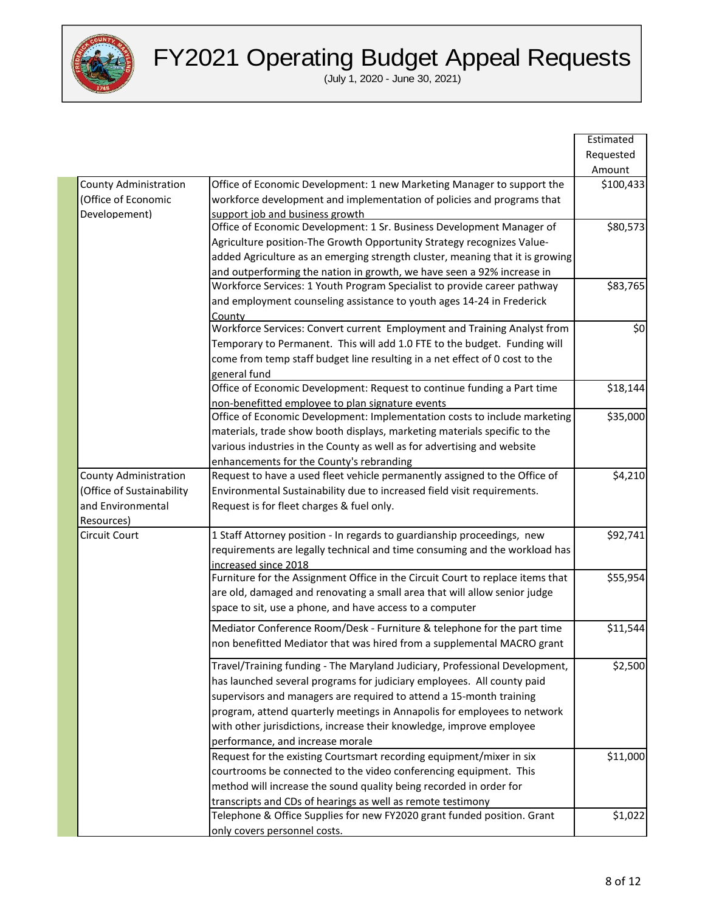# FY2021 Operating Budget Appeal Requests

(July 1, 2020 - June 30, 2021)

| | | Estimated Requested Amount |
|---|---|---|
| County Administration (Office of Economic Developement) | Office of Economic Development: 1 new Marketing Manager to support the workforce development and implementation of policies and programs that support job and business growth | $100,433 |
| | Office of Economic Development: 1 Sr. Business Development Manager of Agriculture position-The Growth Opportunity Strategy recognizes Value-added Agriculture as an emerging strength cluster, meaning that it is growing and outperforming the nation in growth, we have seen a 92% increase in | $80,573 |
| | Workforce Services: 1 Youth Program Specialist to provide career pathway and employment counseling assistance to youth ages 14-24 in Frederick County | $83,765 |
| | Workforce Services: Convert current Employment and Training Analyst from Temporary to Permanent. This will add 1.0 FTE to the budget. Funding will come from temp staff budget line resulting in a net effect of 0 cost to the general fund | $0 |
| | Office of Economic Development: Request to continue funding a Part time non-benefitted employee to plan signature events | $18,144 |
| | Office of Economic Development: Implementation costs to include marketing materials, trade show booth displays, marketing materials specific to the various industries in the County as well as for advertising and website enhancements for the County's rebranding | $35,000 |
| County Administration (Office of Sustainability and Environmental Resources) | Request to have a used fleet vehicle permanently assigned to the Office of Environmental Sustainability due to increased field visit requirements. Request is for fleet charges & fuel only. | $4,210 |
| Circuit Court | 1 Staff Attorney position - In regards to guardianship proceedings, new requirements are legally technical and time consuming and the workload has increased since 2018 | $92,741 |
| | Furniture for the Assignment Office in the Circuit Court to replace items that are old, damaged and renovating a small area that will allow senior judge space to sit, use a phone, and have access to a computer | $55,954 |
| | Mediator Conference Room/Desk - Furniture & telephone for the part time non benefitted Mediator that was hired from a supplemental MACRO grant | $11,544 |
| | Travel/Training funding - The Maryland Judiciary, Professional Development, has launched several programs for judiciary employees. All county paid supervisors and managers are required to attend a 15-month training program, attend quarterly meetings in Annapolis for employees to network with other jurisdictions, increase their knowledge, improve employee performance, and increase morale | $2,500 |
| | Request for the existing Courtsmart recording equipment/mixer in six courtrooms be connected to the video conferencing equipment. This method will increase the sound quality being recorded in order for transcripts and CDs of hearings as well as remote testimony | $11,000 |
| | Telephone & Office Supplies for new FY2020 grant funded position. Grant only covers personnel costs. | $1,022 |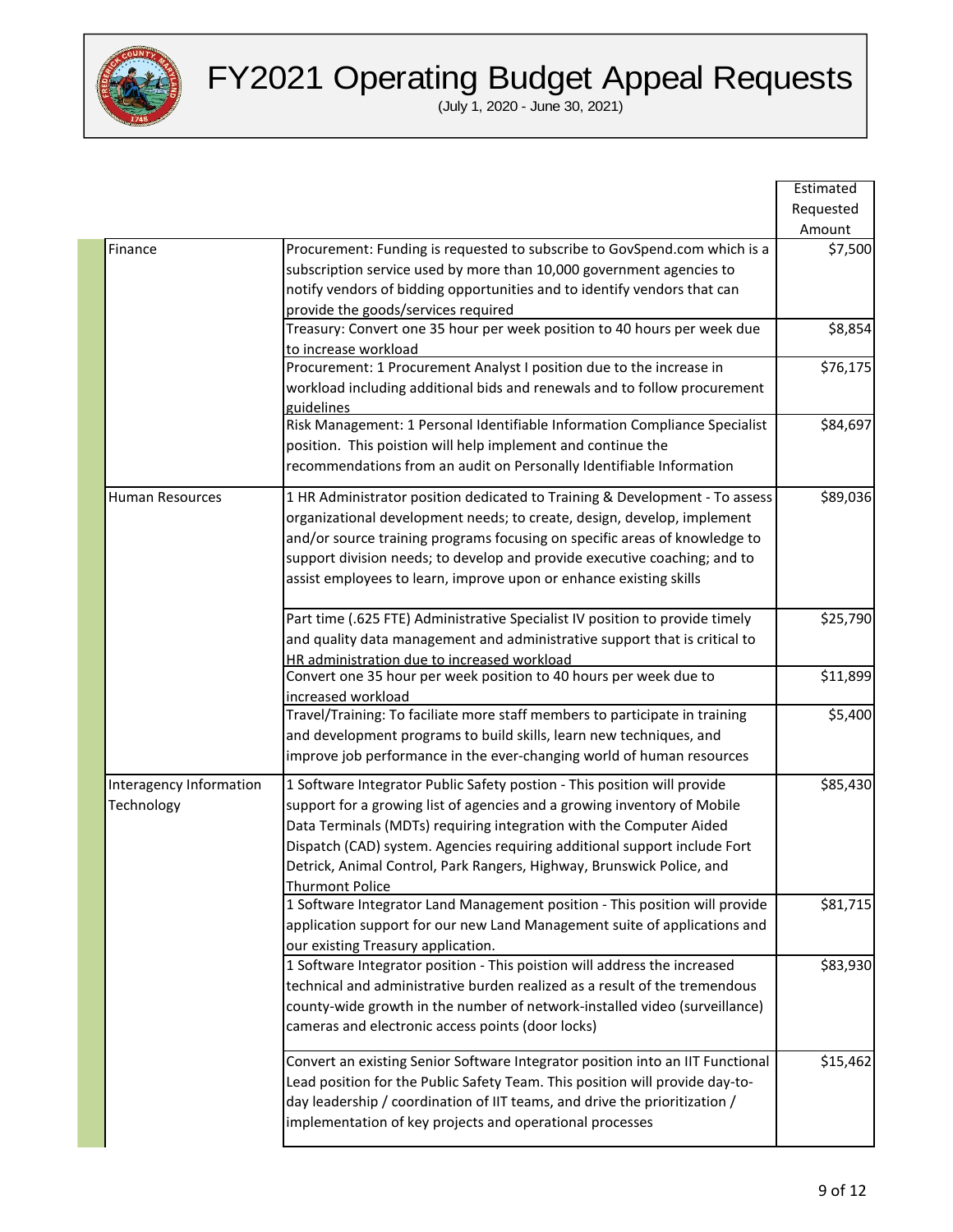# FY2021 Operating Budget Appeal Requests

(July 1, 2020 - June 30, 2021)

| | | Estimated Requested Amount |
|---|---|---|
| Finance | Procurement: Funding is requested to subscribe to GovSpend.com which is a subscription service used by more than 10,000 government agencies to notify vendors of bidding opportunities and to identify vendors that can provide the goods/services required | $7,500 |
| | Treasury: Convert one 35 hour per week position to 40 hours per week due to increase workload | $8,854 |
| | Procurement: 1 Procurement Analyst I position due to the increase in workload including additional bids and renewals and to follow procurement guidelines | $76,175 |
| | Risk Management: 1 Personal Identifiable Information Compliance Specialist position. This poistion will help implement and continue the recommendations from an audit on Personally Identifiable Information | $84,697 |
| Human Resources | 1 HR Administrator position dedicated to Training & Development - To assess organizational development needs; to create, design, develop, implement and/or source training programs focusing on specific areas of knowledge to support division needs; to develop and provide executive coaching; and to assist employees to learn, improve upon or enhance existing skills | $89,036 |
| | Part time (.625 FTE) Administrative Specialist IV position to provide timely and quality data management and administrative support that is critical to HR administration due to increased workload | $25,790 |
| | Convert one 35 hour per week position to 40 hours per week due to increased workload | $11,899 |
| | Travel/Training: To faciliate more staff members to participate in training and development programs to build skills, learn new techniques, and improve job performance in the ever-changing world of human resources | $5,400 |
| Interagency Information Technology | 1 Software Integrator Public Safety postion - This position will provide support for a growing list of agencies and a growing inventory of Mobile Data Terminals (MDTs) requiring integration with the Computer Aided Dispatch (CAD) system. Agencies requiring additional support include Fort Detrick, Animal Control, Park Rangers, Highway, Brunswick Police, and Thurmont Police | $85,430 |
| | 1 Software Integrator Land Management position - This position will provide application support for our new Land Management suite of applications and our existing Treasury application. | $81,715 |
| | 1 Software Integrator position - This poistion will address the increased technical and administrative burden realized as a result of the tremendous county-wide growth in the number of network-installed video (surveillance) cameras and electronic access points (door locks) | $83,930 |
| | Convert an existing Senior Software Integrator position into an IIT Functional Lead position for the Public Safety Team. This position will provide day-to-day leadership / coordination of IIT teams, and drive the prioritization / implementation of key projects and operational processes | $15,462 |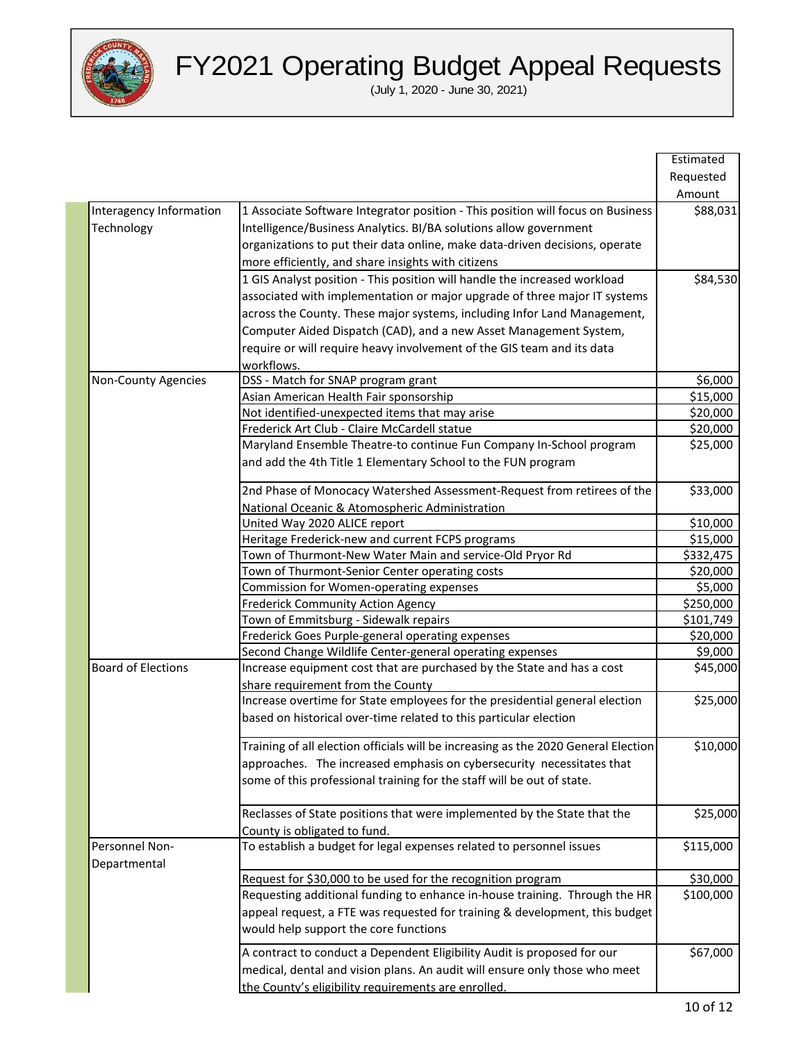# FY2021 Operating Budget Appeal Requests

(July 1, 2020 - June 30, 2021)

| | | Estimated Requested Amount |
|---|---|---|
| Interagency Information Technology | 1 Associate Software Integrator position - This position will focus on Business Intelligence/Business Analytics. BI/BA solutions allow government organizations to put their data online, make data-driven decisions, operate more efficiently, and share insights with citizens | $88,031 |
| | 1 GIS Analyst position - This position will handle the increased workload associated with implementation or major upgrade of three major IT systems across the County. These major systems, including Infor Land Management, Computer Aided Dispatch (CAD), and a new Asset Management System, require or will require heavy involvement of the GIS team and its data workflows. | $84,530 |
| Non-County Agencies | DSS - Match for SNAP program grant | $6,000 |
| | Asian American Health Fair sponsorship | $15,000 |
| | Not identified-unexpected items that may arise | $20,000 |
| | Frederick Art Club - Claire McCardell statue | $20,000 |
| | Maryland Ensemble Theatre-to continue Fun Company In-School program and add the 4th Title 1 Elementary School to the FUN program | $25,000 |
| | 2nd Phase of Monocacy Watershed Assessment-Request from retirees of the National Oceanic & Atomospheric Administration | $33,000 |
| | United Way 2020 ALICE report | $10,000 |
| | Heritage Frederick-new and current FCPS programs | $15,000 |
| | Town of Thurmont-New Water Main and service-Old Pryor Rd | $332,475 |
| | Town of Thurmont-Senior Center operating costs | $20,000 |
| | Commission for Women-operating expenses | $5,000 |
| | Frederick Community Action Agency | $250,000 |
| | Town of Emmitsburg - Sidewalk repairs | $101,749 |
| | Frederick Goes Purple-general operating expenses | $20,000 |
| | Second Change Wildlife Center-general operating expenses | $9,000 |
| Board of Elections | Increase equipment cost that are purchased by the State and has a cost share requirement from the County | $45,000 |
| | Increase overtime for State employees for the presidential general election based on historical over-time related to this particular election | $25,000 |
| | Training of all election officials will be increasing as the 2020 General Election approaches. The increased emphasis on cybersecurity necessitates that some of this professional training for the staff will be out of state. | $10,000 |
| | Reclasses of State positions that were implemented by the State that the County is obligated to fund. | $25,000 |
| Personnel Non-Departmental | To establish a budget for legal expenses related to personnel issues | $115,000 |
| | Request for $30,000 to be used for the recognition program | $30,000 |
| | Requesting additional funding to enhance in-house training. Through the HR appeal request, a FTE was requested for training & development, this budget would help support the core functions | $100,000 |
| | A contract to conduct a Dependent Eligibility Audit is proposed for our medical, dental and vision plans. An audit will ensure only those who meet the County's eligibility requirements are enrolled. | $67,000 |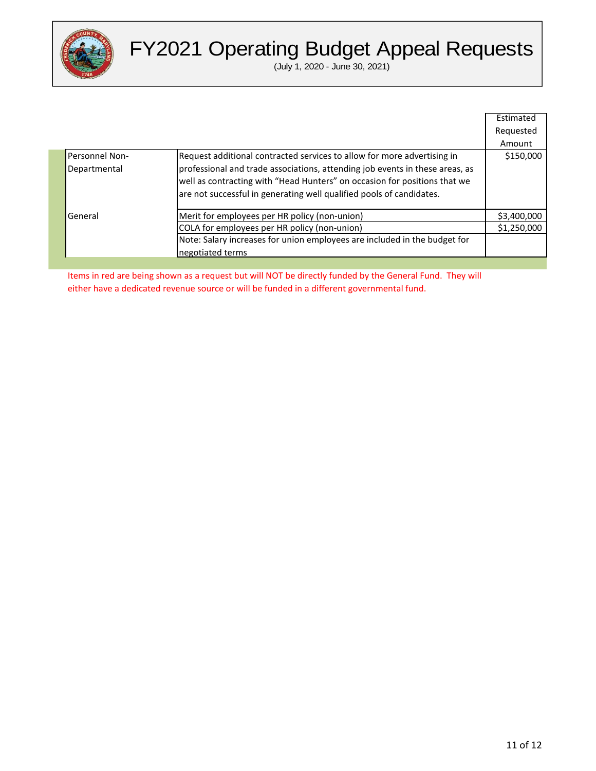# FY2021 Operating Budget Appeal Requests

(July 1, 2020 - June 30, 2021)

| | | Estimated Requested Amount |
|---|---|---|
| Personnel Non-Departmental | Request additional contracted services to allow for more advertising in professional and trade associations, attending job events in these areas, as well as contracting with "Head Hunters" on occasion for positions that we are not successful in generating well qualified pools of candidates. | $150,000 |
| General | Merit for employees per HR policy (non-union) | $3,400,000 |
| | COLA for employees per HR policy (non-union) | $1,250,000 |
| | Note: Salary increases for union employees are included in the budget for negotiated terms | |

Items in red are being shown as a request but will NOT be directly funded by the General Fund. They will either have a dedicated revenue source or will be funded in a different governmental fund.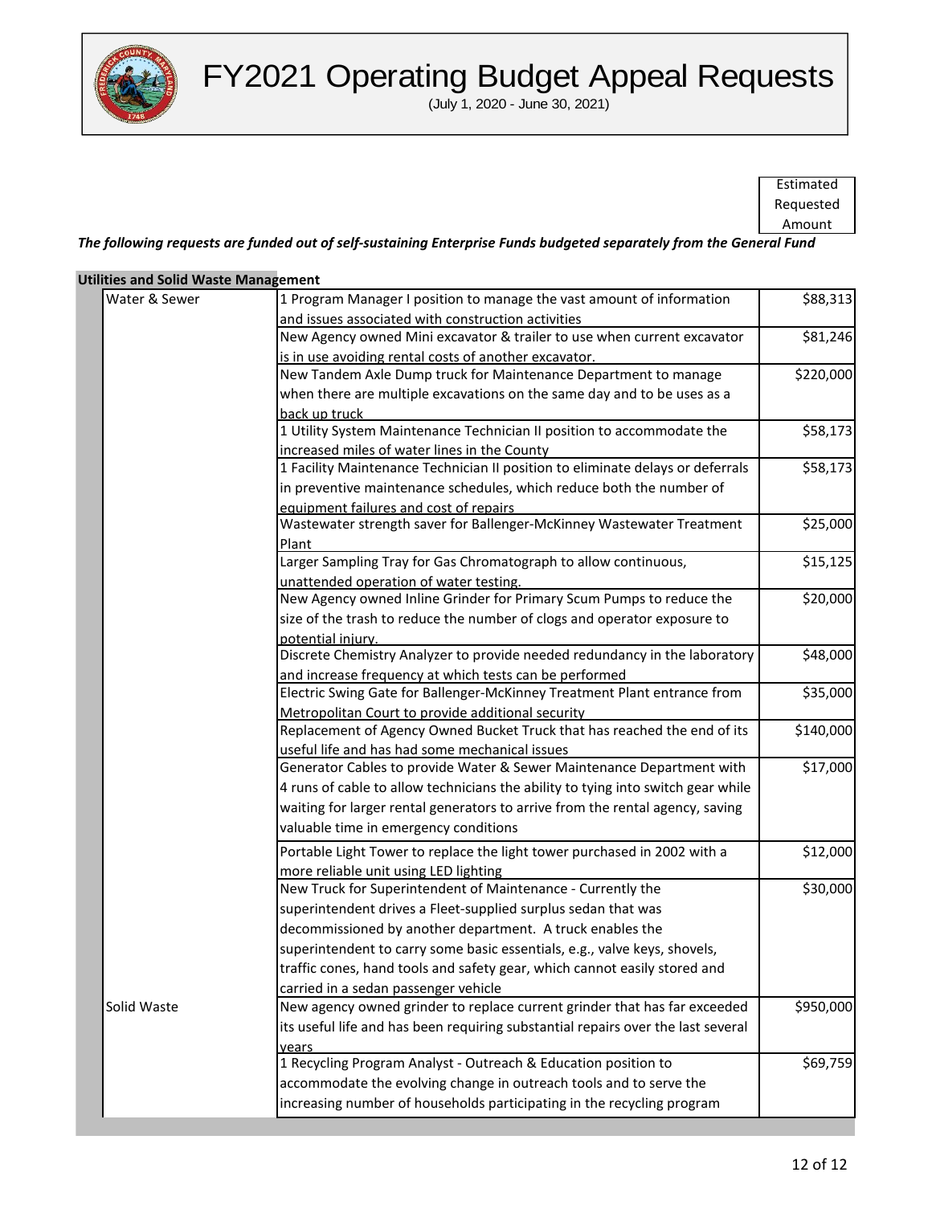# FY2021 Operating Budget Appeal Requests

(July 1, 2020 - June 30, 2021)

***The following requests are funded out of self-sustaining Enterprise Funds budgeted separately from the General Fund***

**Utilities and Solid Waste Management**

| | | Estimated Requested Amount |
|---|---|---|
| Water & Sewer | 1 Program Manager I position to manage the vast amount of information and issues associated with construction activities | $88,313 |
| | New Agency owned Mini excavator & trailer to use when current excavator is in use avoiding rental costs of another excavator. | $81,246 |
| | New Tandem Axle Dump truck for Maintenance Department to manage when there are multiple excavations on the same day and to be uses as a back up truck | $220,000 |
| | 1 Utility System Maintenance Technician II position to accommodate the increased miles of water lines in the County | $58,173 |
| | 1 Facility Maintenance Technician II position to eliminate delays or deferrals in preventive maintenance schedules, which reduce both the number of equipment failures and cost of repairs | $58,173 |
| | Wastewater strength saver for Ballenger-McKinney Wastewater Treatment Plant | $25,000 |
| | Larger Sampling Tray for Gas Chromatograph to allow continuous, unattended operation of water testing. | $15,125 |
| | New Agency owned Inline Grinder for Primary Scum Pumps to reduce the size of the trash to reduce the number of clogs and operator exposure to potential injury. | $20,000 |
| | Discrete Chemistry Analyzer to provide needed redundancy in the laboratory and increase frequency at which tests can be performed | $48,000 |
| | Electric Swing Gate for Ballenger-McKinney Treatment Plant entrance from Metropolitan Court to provide additional security | $35,000 |
| | Replacement of Agency Owned Bucket Truck that has reached the end of its useful life and has had some mechanical issues | $140,000 |
| | Generator Cables to provide Water & Sewer Maintenance Department with 4 runs of cable to allow technicians the ability to tying into switch gear while waiting for larger rental generators to arrive from the rental agency, saving valuable time in emergency conditions | $17,000 |
| | Portable Light Tower to replace the light tower purchased in 2002 with a more reliable unit using LED lighting | $12,000 |
| | New Truck for Superintendent of Maintenance - Currently the superintendent drives a Fleet-supplied surplus sedan that was decommissioned by another department. A truck enables the superintendent to carry some basic essentials, e.g., valve keys, shovels, traffic cones, hand tools and safety gear, which cannot easily stored and carried in a sedan passenger vehicle | $30,000 |
| Solid Waste | New agency owned grinder to replace current grinder that has far exceeded its useful life and has been requiring substantial repairs over the last several years | $950,000 |
| | 1 Recycling Program Analyst - Outreach & Education position to accommodate the evolving change in outreach tools and to serve the increasing number of households participating in the recycling program | $69,759 |